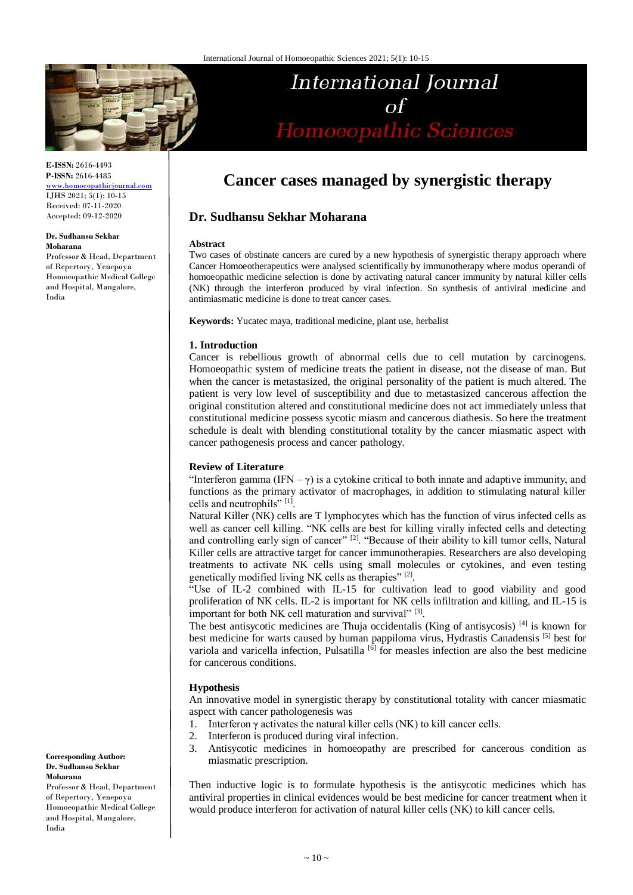# Cancer cases managed by synergistic therapy

## Dr. Sudhansu Sekhar Moharana

**E-ISSN:** 2616-4493
**P-ISSN:** 2616-4485
www.homoeopathicjournal.com
IJHS 2021; 5(1): 10-15
Received: 07-11-2020
Accepted: 09-12-2020

**Dr. Sudhansu Sekhar Moharana**
Professor & Head, Department of Repertory, Yenepoya Homoeopathic Medical College and Hospital, Mangalore, India

**Corresponding Author:**
**Dr. Sudhansu Sekhar Moharana**
Professor & Head, Department of Repertory, Yenepoya Homoeopathic Medical College and Hospital, Mangalore, India

**Abstract**

Two cases of obstinate cancers are cured by a new hypothesis of synergistic therapy approach where Cancer Homoeotherapeutics were analysed scientifically by immunotherapy where modus operandi of homoeopathic medicine selection is done by activating natural cancer immunity by natural killer cells (NK) through the interferon produced by viral infection. So synthesis of antiviral medicine and antimiasmatic medicine is done to treat cancer cases.

**Keywords:** Yucatec maya, traditional medicine, plant use, herbalist

### 1. Introduction

Cancer is rebellious growth of abnormal cells due to cell mutation by carcinogens. Homoeopathic system of medicine treats the patient in disease, not the disease of man. But when the cancer is metastasized, the original personality of the patient is much altered. The patient is very low level of susceptibility and due to metastasized cancerous affection the original constitution altered and constitutional medicine does not act immediately unless that constitutional medicine possess sycotic miasm and cancerous diathesis. So here the treatment schedule is dealt with blending constitutional totality by the cancer miasmatic aspect with cancer pathogenesis process and cancer pathology.

### Review of Literature

"Interferon gamma (IFN – γ) is a cytokine critical to both innate and adaptive immunity, and functions as the primary activator of macrophages, in addition to stimulating natural killer cells and neutrophils" [1].

Natural Killer (NK) cells are T lymphocytes which has the function of virus infected cells as well as cancer cell killing. "NK cells are best for killing virally infected cells and detecting and controlling early sign of cancer" [2]. "Because of their ability to kill tumor cells, Natural Killer cells are attractive target for cancer immunotherapies. Researchers are also developing treatments to activate NK cells using small molecules or cytokines, and even testing genetically modified living NK cells as therapies" [2].

"Use of IL-2 combined with IL-15 for cultivation lead to good viability and good proliferation of NK cells. IL-2 is important for NK cells infiltration and killing, and IL-15 is important for both NK cell maturation and survival" [3].

The best antisycotic medicines are Thuja occidentalis (King of antisycosis) [4] is known for best medicine for warts caused by human pappiloma virus, Hydrastis Canadensis [5] best for variola and varicella infection, Pulsatilla [6] for measles infection are also the best medicine for cancerous conditions.

### Hypothesis

An innovative model in synergistic therapy by constitutional totality with cancer miasmatic aspect with cancer pathologenesis was

1. Interferon γ activates the natural killer cells (NK) to kill cancer cells.
2. Interferon is produced during viral infection.
3. Antisycotic medicines in homoeopathy are prescribed for cancerous condition as miasmatic prescription.

Then inductive logic is to formulate hypothesis is the antisycotic medicines which has antiviral properties in clinical evidences would be best medicine for cancer treatment when it would produce interferon for activation of natural killer cells (NK) to kill cancer cells.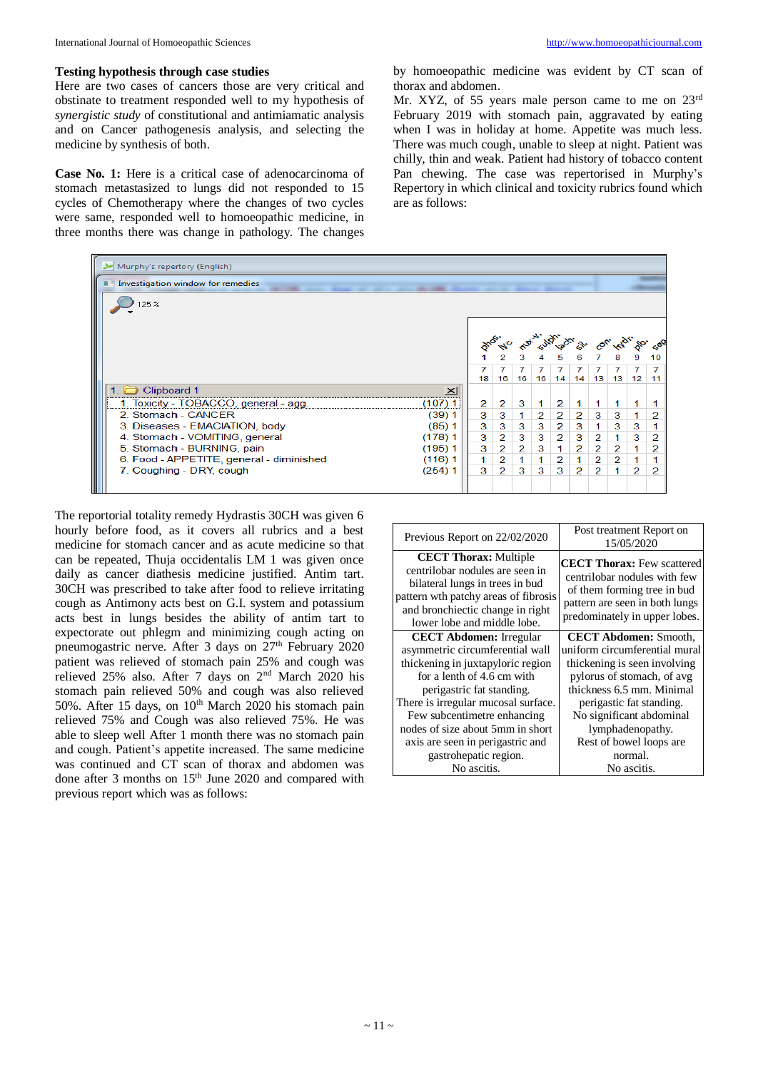**Testing hypothesis through case studies**

Here are two cases of cancers those are very critical and obstinate to treatment responded well to my hypothesis of *synergistic study* of constitutional and antimiamatic analysis and on Cancer pathogenesis analysis, and selecting the medicine by synthesis of both.

**Case No. 1:** Here is a critical case of adenocarcinoma of stomach metastasized to lungs did not responded to 15 cycles of Chemotherapy where the changes of two cycles were same, responded well to homoeopathic medicine, in three months there was change in pathology. The changes by homoeopathic medicine was evident by CT scan of thorax and abdomen.

Mr. XYZ, of 55 years male person came to me on 23rd February 2019 with stomach pain, aggravated by eating when I was in holiday at home. Appetite was much less. There was much cough, unable to sleep at night. Patient was chilly, thin and weak. Patient had history of tobacco content Pan chewing. The case was repertorised in Murphy's Repertory in which clinical and toxicity rubrics found which are as follows:

Murphy's repertory (English)

Investigation window for remedies

| Rubric | | phos. | lyc | nux-v. | sulph. | lach. | sil. | con. | hydr. | plb. | sep |
|---|---|---|---|---|---|---|---|---|---|---|---|
| | | 1 | 2 | 3 | 4 | 5 | 6 | 7 | 8 | 9 | 10 |
| | | 7 | 7 | 7 | 7 | 7 | 7 | 7 | 7 | 7 | 7 |
| | | 18 | 16 | 16 | 16 | 14 | 14 | 13 | 13 | 12 | 11 |
| 1. Clipboard 1 | | | | | | | | | | | |
| 1. Toxicity - TOBACCO, general - agg | (107) 1 | 2 | 2 | 3 | 1 | 2 | 1 | 1 | 1 | 1 | 1 |
| 2. Stomach - CANCER | (39) 1 | 3 | 3 | 1 | 2 | 2 | 2 | 3 | 3 | 1 | 2 |
| 3. Diseases - EMACIATION, body | (85) 1 | 3 | 3 | 3 | 3 | 2 | 3 | 1 | 3 | 3 | 1 |
| 4. Stomach - VOMITING, general | (178) 1 | 3 | 2 | 3 | 3 | 2 | 3 | 2 | 1 | 3 | 2 |
| 5. Stomach - BURNING, pain | (195) 1 | 3 | 2 | 2 | 3 | 1 | 2 | 2 | 2 | 1 | 2 |
| 6. Food - APPETITE, general - diminished | (116) 1 | 1 | 2 | 1 | 1 | 2 | 1 | 2 | 2 | 1 | 1 |
| 7. Coughing - DRY, cough | (254) 1 | 3 | 2 | 3 | 3 | 3 | 2 | 2 | 1 | 2 | 2 |

The reportorial totality remedy Hydrastis 30CH was given 6 hourly before food, as it covers all rubrics and a best medicine for stomach cancer and as acute medicine so that can be repeated, Thuja occidentalis LM 1 was given once daily as cancer diathesis medicine justified. Antim tart. 30CH was prescribed to take after food to relieve irritating cough as Antimony acts best on G.I. system and potassium acts best in lungs besides the ability of antim tart to expectorate out phlegm and minimizing cough acting on pneumogastric nerve. After 3 days on 27th February 2020 patient was relieved of stomach pain 25% and cough was relieved 25% also. After 7 days on 2nd March 2020 his stomach pain relieved 50% and cough was also relieved 50%. After 15 days, on 10th March 2020 his stomach pain relieved 75% and Cough was also relieved 75%. He was able to sleep well After 1 month there was no stomach pain and cough. Patient's appetite increased. The same medicine was continued and CT scan of thorax and abdomen was done after 3 months on 15th June 2020 and compared with previous report which was as follows:

| Previous Report on 22/02/2020 | Post treatment Report on 15/05/2020 |
|---|---|
| **CECT Thorax:** Multiple centrilobar nodules are seen in bilateral lungs in trees in bud pattern wth patchy areas of fibrosis and bronchiectic change in right lower lobe and middle lobe. | **CECT Thorax:** Few scattered centrilobar nodules with few of them forming tree in bud pattern are seen in both lungs predominately in upper lobes. |
| **CECT Abdomen:** Irregular asymmetric circumferential wall thickening in juxtapyloric region for a lenth of 4.6 cm with perigastric fat standing. There is irregular mucosal surface. Few subcentimetre enhancing nodes of size about 5mm in short axis are seen in perigastric and gastrohepatic region. No ascitis. | **CECT Abdomen:** Smooth, uniform circumferential mural thickening is seen involving pylorus of stomach, of avg thickness 6.5 mm. Minimal perigastic fat standing. No significant abdominal lymphadenopathy. Rest of bowel loops are normal. No ascitis. |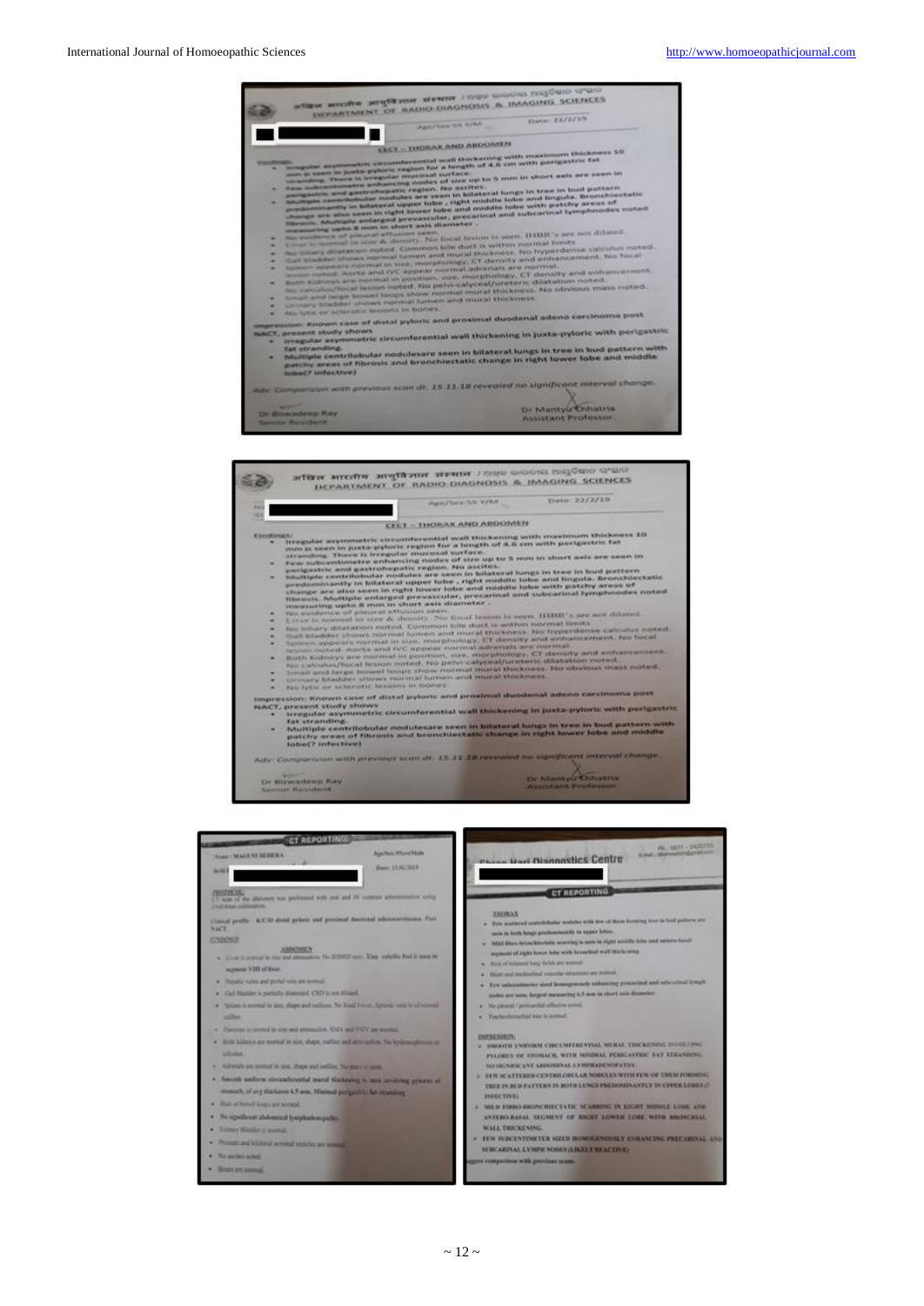अखिल भारतीय आयुर्विज्ञान संस्थान
DEPARTMENT OF RADIO-DIAGNOSIS & IMAGING SCIENCES

Age/Sex:55 Y/M    Date: 22/2/19

**CECT – THORAX AND ABDOMEN**

Findings:

- Irregular asymmetric circumferential wall thickening with maximum thickness 10 mm is seen in juxta-pyloric region for a length of 4.6 cm with perigastric fat stranding. There is irregular mucosal surface.
- Few subcentimetre enhancing nodes of size up to 5 mm in short axis are seen in perigastric and gastrohepatic region. No ascites.
- Multiple centrilobular nodules are seen in bilateral lungs in tree in bud pattern predominantly in bilateral upper lobe, right middle lobe and lingula. Bronchiectatic change are also seen in right lower lobe and middle lobe with patchy areas of fibrosis. Multiple enlarged prevascular, precarinal and subcarinal lymphnodes noted measuring upto 8 mm in short axis diameter.
- No evidence of pleural effusion seen.
- Liver is normal in size & density. No focal lesion is seen. IHBR's are not dilated.
- No biliary dilatation noted. Common bile duct is within normal limits.
- Gall bladder shows normal lumen and mural thickness. No hyperdense calculus noted.
- Spleen appears normal in size, morphology, CT density and enhancement. No focal lesion noted. Aorta and IVC appear normal. adrenals are normal.
- Both Kidneys are normal in position, size, morphology, CT density and enhancement. No calculus/focal lesion noted. No pelvi-calyceal/ureteric dilatation noted.
- Small and large bowel loops show normal mural thickness. No obvious mass noted.
- Urinary bladder shows normal lumen and mural thickness.
- No lytic or sclerotic lesions in bones.

Impression: Known case of distal pyloric and proximal duodenal adeno carcinoma post NACT, present study shows

- Irregular asymmetric circumferential wall thickening in juxta-pyloric with perigastric fat stranding.
- Multiple centrilobular nodulesare seen in bilateral lungs in tree in bud pattern with patchy areas of fibrosis and bronchiectatic change in right lower lobe and middle lobe(? infective)

Adv: Comparison with previous scan dt. 15.11.18 revealed no significant interval change.

Dr Biswadeep Ray, Senior Resident
Dr Mantyu Chhatria, Assistant Professor

---

अखिल भारतीय आयुर्विज्ञान संस्थान
DEPARTMENT OF RADIO-DIAGNOSIS & IMAGING SCIENCES

Age/Sex:55 Y/M    Date: 22/2/19

**CECT – THORAX AND ABDOMEN**

Findings:

- Irregular asymmetric circumferential wall thickening with maximum thickness 10 mm is seen in juxta-pyloric region for a length of 4.6 cm with perigastric fat stranding. There is irregular mucosal surface.
- Few subcentimetre enhancing nodes of size up to 5 mm in short axis are seen in perigastric and gastrohepatic region. No ascites.
- Multiple centrilobular nodules are seen in bilateral lungs in tree in bud pattern predominantly in bilateral upper lobe, right middle lobe and lingula. Bronchiectatic change are also seen in right lower lobe and middle lobe with patchy areas of fibrosis. Multiple enlarged prevascular, precarinal and subcarinal lymphnodes noted measuring upto 8 mm in short axis diameter.
- No evidence of pleural effusion seen.
- Liver is normal in size & density. No focal lesion is seen. IHBR's are not dilated.
- No biliary dilatation noted. Common bile duct is within normal limits.
- Gall bladder shows normal lumen and mural thickness. No hyperdense calculus noted.
- Spleen appears normal in size, morphology, CT density and enhancement. No focal lesion noted. Aorta and IVC appear normal. adrenals are normal.
- Both Kidneys are normal in position, size, morphology, CT density and enhancement. No calculus/focal lesion noted. No pelvi-calyceal/ureteric dilatation noted.
- Small and large bowel loops show normal mural thickness. No obvious mass noted.
- Urinary bladder shows normal lumen and mural thickness.
- No lytic or sclerotic lesions in bones.

Impression: Known case of distal pyloric and proximal duodenal adeno carcinoma post NACT, present study shows

- Irregular asymmetric circumferential wall thickening in juxta-pyloric with perigastric fat stranding.
- Multiple centrilobular nodulesare seen in bilateral lungs in tree in bud pattern with patchy areas of fibrosis and bronchiectatic change in right lower lobe and middle lobe(? infective)

Adv: Comparison with previous scan dt. 15.11.18 revealed no significant interval change.

Dr Biswadeep Ray, Senior Resident
Dr Mantyu Chhatria, Assistant Professor

---

**CT REPORTING**

Name: MAGUNI BEHERA    Age/Sex: 55yrs/Male
Date: 15.01.2019

PROTOCOL:
CT scan of the abdomen was performed with oral and IV contrast administration using 2 mm/5 mm collimation.

Clinical profile: K/C/O distal pyloric and proximal duodenal adenocarcinoma. Post NACT.

FINDINGS

ABDOMEN

- Liver is normal in size and attenuation. No IHBRD seen. Tiny radiolucent focus is seen in segment VIII of liver.
- Hepatic veins and portal vein are normal.
- Gall Bladder is partially distended. CBD is not dilated.
- Spleen is normal in size, shape and outlines. No focal lesion. Splenic vein is of normal caliber.
- Pancreas is normal in size and attenuation. SMA and SMV are normal.
- Both kidneys are normal in size, shape, outline and attenuation. No hydronephrosis or calculus.
- Adrenals are normal in size, shape and outline. No mass is seen.
- Smooth uniform circumferential mural thickening is seen involving pylorus of stomach, of avg thickness 4.5 mm. Minimal perigastric fat stranding.
- Rest of bowel loops are normal.
- No significant abdominal lymphadenopathy.
- Urinary Bladder is normal.
- Prostate and bilateral seminal vesicles are normal.
- No ascites noted.
- Bones are normal.

---

**Shree Hari Diagnostics Centre**

**CT REPORTING**

THORAX

- Few scattered centrilobular nodules with few of them forming tree in bud pattern are seen in both lungs predominantly in upper lobes.
- Mild fibro-bronchiectatic scarring is seen in right middle lobe and antero-basal segment of right lower lobe with bronchial wall thickening.
- Rest of bilateral lung fields are normal.
- Heart and mediastinal vascular structures are normal.
- Few subcentimeter sized homogenously enhancing precarinal and subcarinal lymph nodes are seen, largest measuring 6.5 mm in short axis diameter.
- No pleural / pericardial effusion noted.
- Tracheobronchial tree is normal.

IMPRESSION:

- SMOOTH UNIFORM CIRCUMFERENTIAL MURAL THICKENING INVOLVING PYLORUS OF STOMACH, WITH MINIMAL PERIGASTRIC FAT STRANDING. NO SIGNIFICANT ABDOMINAL LYMPHADENOPATHY.
- FEW SCATTERED CENTRILOBULAR NODULES WITH FEW OF THEM FORMING TREE IN BUD PATTERN IN BOTH LUNGS PREDOMINANTLY IN UPPER LOBES (? INFECTIVE)
- MILD FIBRO-BRONCHIECTATIC SCARRING IN RIGHT MIDDLE LOBE AND ANTERO-BASAL SEGMENT OF RIGHT LOWER LOBE WITH BRONCHIAL WALL THICKENING.
- FEW SUBCENTIMETER SIZED HOMOGENOUSLY ENHANCING PRECARINAL AND SUBCARINAL LYMPH NODES (LIKELY REACTIVE)

Suggest comparison with previous scans.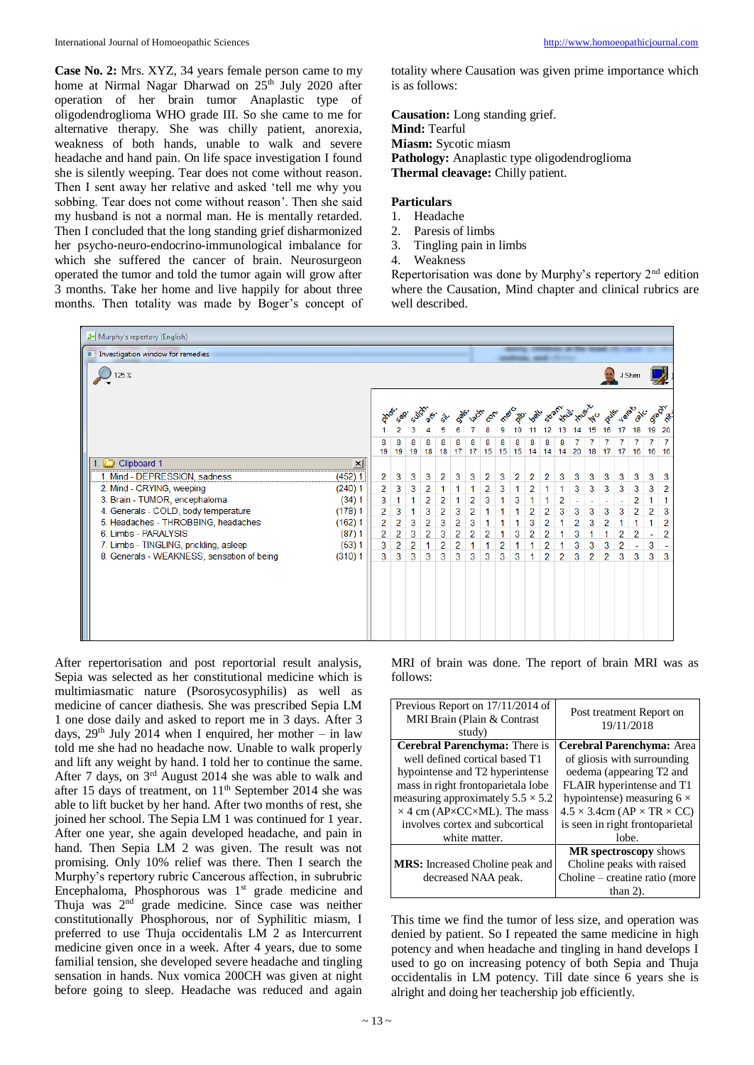**Case No. 2:** Mrs. XYZ, 34 years female person came to my home at Nirmal Nagar Dharwad on 25th July 2020 after operation of her brain tumor Anaplastic type of oligodendroglioma WHO grade III. So she came to me for alternative therapy. She was chilly patient, anorexia, weakness of both hands, unable to walk and severe headache and hand pain. On life space investigation I found she is silently weeping. Tear does not come without reason. Then I sent away her relative and asked 'tell me why you sobbing. Tear does not come without reason'. Then she said my husband is not a normal man. He is mentally retarded. Then I concluded that the long standing grief disharmonized her psycho-neuro-endocrino-immunological imbalance for which she suffered the cancer of brain. Neurosurgeon operated the tumor and told the tumor again will grow after 3 months. Take her home and live happily for about three months. Then totality was made by Boger's concept of totality where Causation was given prime importance which is as follows:

**Causation:** Long standing grief.
**Mind:** Tearful
**Miasm:** Sycotic miasm
**Pathology:** Anaplastic type oligodendroglioma
**Thermal cleavage:** Chilly patient.

**Particulars**

1. Headache
2. Paresis of limbs
3. Tingling pain in limbs
4. Weakness

Repertorisation was done by Murphy's repertory 2nd edition where the Causation, Mind chapter and clinical rubrics are well described.

Murphy's repertory (English) — Investigation window for remedies — Clipboard 1

| Rubric | | phos. | sep. | sulph. | ars. | sil. | calc. | lach. | con. | merc. | plb. | bell. | stram. | thuj. | rhus-t. | lyc. | puls. | verat. | calc. | graph. | nit. |
|---|---|---|---|---|---|---|---|---|---|---|---|---|---|---|---|---|---|---|---|---|---|
| | | 1 | 2 | 3 | 4 | 5 | 6 | 7 | 8 | 9 | 10 | 11 | 12 | 13 | 14 | 15 | 16 | 17 | 18 | 19 | 20 |
| | | 8/19 | 8/19 | 8/19 | 8/18 | 8/18 | 8/17 | 8/17 | 8/15 | 8/15 | 8/15 | 8/14 | 8/14 | 8/14 | 7/20 | 7/18 | 7/17 | 7/17 | 7/16 | 7/16 | 7/16 |
| 1. Mind - DEPRESSION, sadness | (452) 1 | 2 | 3 | 3 | 3 | 2 | 3 | 3 | 2 | 3 | 2 | 2 | 2 | 3 | 3 | 3 | 3 | 3 | 3 | 3 | 3 |
| 2. Mind - CRYING, weeping | (240) 1 | 2 | 3 | 3 | 2 | 1 | 1 | 1 | 2 | 3 | 1 | 2 | 1 | 1 | 3 | 3 | 3 | 3 | 3 | 3 | 2 |
| 3. Brain - TUMOR, encephaloma | (34) 1 | 3 | 1 | 1 | 2 | 2 | 1 | 2 | 3 | 1 | 3 | 1 | 1 | 2 | - | - | - | - | 2 | 1 | 1 |
| 4. Generals - COLD, body temperature | (178) 1 | 2 | 3 | 1 | 3 | 2 | 3 | 2 | 1 | 1 | 1 | 2 | 2 | 3 | 3 | 3 | 3 | 3 | 2 | 2 | 3 |
| 5. Headaches - THROBBING, headaches | (162) 1 | 2 | 2 | 3 | 2 | 3 | 2 | 3 | 1 | 1 | 1 | 3 | 2 | 1 | 2 | 3 | 2 | 1 | 1 | 1 | 2 |
| 6. Limbs - PARALYSIS | (87) 1 | 2 | 2 | 3 | 2 | 3 | 2 | 2 | 2 | 1 | 3 | 2 | 2 | 1 | 3 | 1 | 1 | 2 | 2 | - | 2 |
| 7. Limbs - TINGLING, prickling, asleep | (53) 1 | 3 | 2 | 2 | 1 | 2 | 2 | 1 | 1 | 2 | 1 | 1 | 2 | 1 | 3 | 3 | 3 | 2 | - | 3 | - |
| 8. Generals - WEAKNESS, sensation of being | (310) 1 | 3 | 3 | 3 | 3 | 3 | 3 | 3 | 3 | 3 | 3 | 1 | 2 | 2 | 3 | 2 | 2 | 3 | 3 | 3 | 3 |

After repertorisation and post reportorial result analysis, Sepia was selected as her constitutional medicine which is multimiasmatic nature (Psorosycosyphilis) as well as medicine of cancer diathesis. She was prescribed Sepia LM 1 one dose daily and asked to report me in 3 days. After 3 days, 29th July 2014 when I enquired, her mother – in law told me she had no headache now. Unable to walk properly and lift any weight by hand. I told her to continue the same. After 7 days, on 3rd August 2014 she was able to walk and after 15 days of treatment, on 11th September 2014 she was able to lift bucket by her hand. After two months of rest, she joined her school. The Sepia LM 1 was continued for 1 year. After one year, she again developed headache, and pain in hand. Then Sepia LM 2 was given. The result was not promising. Only 10% relief was there. Then I search the Murphy's repertory rubric Cancerous affection, in subrubric Encephaloma, Phosphorous was 1st grade medicine and Thuja was 2nd grade medicine. Since case was neither constitutionally Phosphorous, nor of Syphilitic miasm, I preferred to use Thuja occidentalis LM 2 as Intercurrent medicine given once in a week. After 4 years, due to some familial tension, she developed severe headache and tingling sensation in hands. Nux vomica 200CH was given at night before going to sleep. Headache was reduced and again MRI of brain was done. The report of brain MRI was as follows:

| Previous Report on 17/11/2014 of MRI Brain (Plain & Contrast study) | Post treatment Report on 19/11/2018 |
|---|---|
| **Cerebral Parenchyma:** There is well defined cortical based T1 hypointense and T2 hyperintense mass in right frontoparietala lobe measuring approximately 5.5 × 5.2 × 4 cm (AP×CC×ML). The mass involves cortex and subcortical white matter. | **Cerebral Parenchyma:** Area of gliosis with surrounding oedema (appearing T2 and FLAIR hyperintense and T1 hypointense) measuring 6 × 4.5 × 3.4cm (AP × TR × CC) is seen in right frontoparietal lobe. |
| **MRS:** Increased Choline peak and decreased NAA peak. | **MR spectroscopy** shows Choline peaks with raised Choline – creatine ratio (more than 2). |

This time we find the tumor of less size, and operation was denied by patient. So I repeated the same medicine in high potency and when headache and tingling in hand develops I used to go on increasing potency of both Sepia and Thuja occidentalis in LM potency. Till date since 6 years she is alright and doing her teachership job efficiently.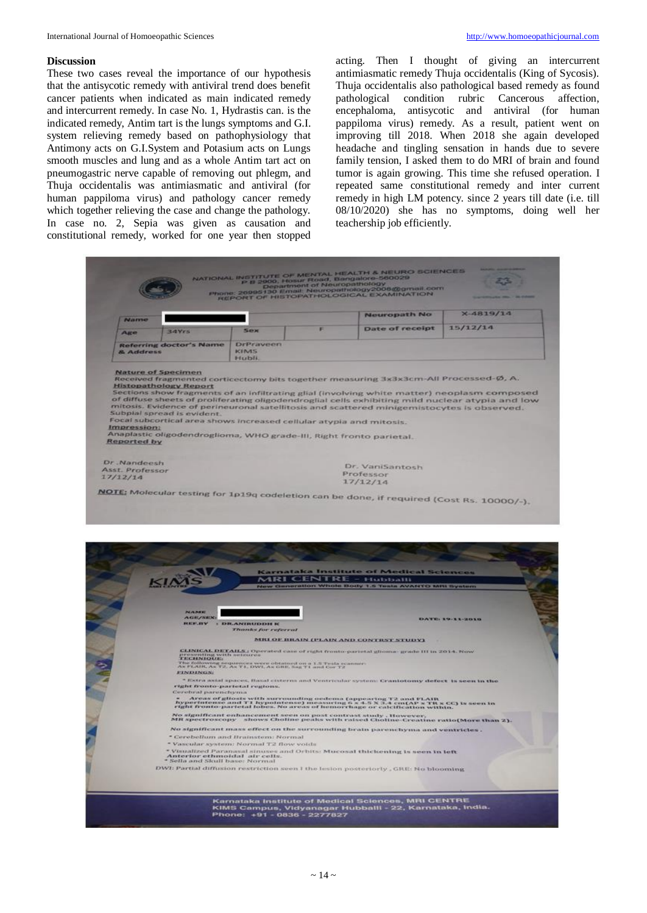## Discussion

These two cases reveal the importance of our hypothesis that the antisycotic remedy with antiviral trend does benefit cancer patients when indicated as main indicated remedy and intercurrent remedy. In case No. 1, Hydrastis can. is the indicated remedy, Antim tart is the lungs symptoms and G.I. system relieving remedy based on pathophysiology that Antimony acts on G.I.System and Potasium acts on Lungs smooth muscles and lung and as a whole Antim tart act on pneumogastric nerve capable of removing out phlegm, and Thuja occidentalis was antimiasmatic and antiviral (for human pappiloma virus) and pathology cancer remedy which together relieving the case and change the pathology. In case no. 2, Sepia was given as causation and constitutional remedy, worked for one year then stopped acting. Then I thought of giving an intercurrent antimiasmatic remedy Thuja occidentalis (King of Sycosis). Thuja occidentalis also pathological based remedy as found pathological condition rubric Cancerous affection, encephaloma, antisycotic and antiviral (for human pappiloma virus) remedy. As a result, patient went on improving till 2018. When 2018 she again developed headache and tingling sensation in hands due to severe family tension, I asked them to do MRI of brain and found tumor is again growing. This time she refused operation. I repeated same constitutional remedy and inter current remedy in high LM potency. since 2 years till date (i.e. till 08/10/2020) she has no symptoms, doing well her teachership job efficiently.

NATIONAL INSTITUTE OF MENTAL HEALTH & NEURO SCIENCES
P B 2900, Hosur Road, Bangalore-560029
Department of Neuropathology
Phone: 26995130 Email: Neuropathology2008@gmail.com
REPORT OF HISTOPATHOLOGICAL EXAMINATION

| Name | [redacted] | | | Neuropath No | X-4819/14 |
|---|---|---|---|---|---|
| Age | 34Yrs | Sex | F | Date of receipt | 15/12/14 |
| Referring doctor's Name & Address | DrPraveen KIMS Hubli. | | | | |

**Nature of Specimen**
Received fragmented corticectomy bits together measuring 3x3x3cm-All Processed-Ø, A.

**Histopathology Report**
Sections show fragments of an infiltrating glial (involving white matter) neoplasm composed of diffuse sheets of proliferating oligodendroglial cells exhibiting mild nuclear atypia and low mitosis. Evidence of perineuronal satellitosis and scattered minigemistocytes is observed. Subpial spread is evident.
Focal subcortical area shows increased cellular atypia and mitosis.

**Impression:**
Anaplastic oligodendroglioma, WHO grade-III, Right fronto parietal.

**Reported by**

Dr .Nandeesh
Asst. Professor
17/12/14

Dr. VaniSantosh
Professor
17/12/14

**NOTE:** Molecular testing for 1p19q codeletion can be done, if required (Cost Rs. 10000/-).

Karnataka Institute of Medical Sciences
MRI CENTRE - Hubballi
New Generation Whole Body 1.5 Tesla AVANTO MRI System

NAME [redacted]
AGE/SEX
REF.BY : DR.ANIRUDDH K
Thanks for referral

DATE: 19-11-2018

**MRI OF BRAIN (PLAIN AND CONTRAST STUDY)**

**CLINICAL DETAILS :** Operated case of right fronto-parietal glioma- grade III in 2014. Now presenting with seizures

**TECHNIQUE:**
The following sequences were obtained on a 1.5 Tesla scanner:
Ax FLAIR, Ax T2, Ax T1, DWI, Ax GRE, Sag T1 and Cor T2

**FINDINGS:**

* Extra axial spaces, Basal cisterns and Ventricular system: Craniotomy defect is seen in the right fronto-parietal regions.

Cerebral parenchyma

* Areas of gliosis with surrounding oedema (appearing T2 and FLAIR hyperintense and T1 hypointense) measuring 6 x 4.5 X 3.4 cm(AP x TR x CC) is seen in right fronto-parietal lobes. No areas of hemorrhage or calcification within.

No significant enhancement seen on post contrast study . However,
MR spectroscopy shows Choline peaks with raised Choline-Creatine ratio(More than 2).

No significant mass effect on the surrounding brain parenchyma and ventricles .

* Cerebellum and Brainstem: Normal
* Vascular system: Normal T2 flow voids
* Visualized Paranasal sinuses and Orbits: Mucosal thickening is seen in left Anterior ethmoidal air cells.
* Sella and Skull base: Normal

DWI: Partial diffusion restriction seen I the lesion posteriorly , GRE: No blooming

Karnataka Institute of Medical Sciences, MRI CENTRE
KIMS Campus, Vidyanagar Hubballi - 22, Karnataka, India.
Phone: +91 - 0836 - 2277827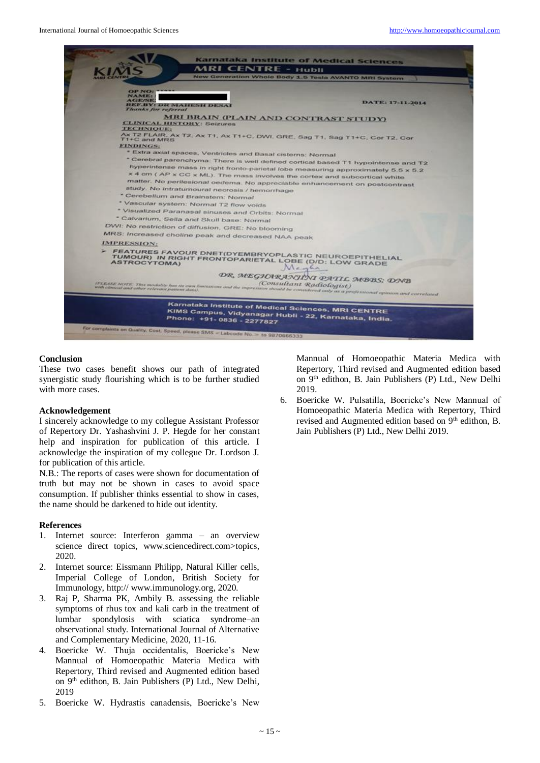Karnataka Institute of Medical Sciences

MRI CENTRE - Hubli

New Generation Whole Body 1.5 Tesla AVANTO MRI System

OP NO:

NAME:

AGE/SE

REF.BY: DR MAHESH DESAI

Thanks for referral

DATE: 17-11-2014

MRI BRAIN (PLAIN AND CONTRAST STUDY)

CLINICAL HISTORY: Seizures

TECHNIQUE:

Ax T2 FLAIR, Ax T2, Ax T1, Ax T1+C, DWI, GRE, Sag T1, Sag T1+C, Cor T2, Cor T1+C and MRS

FINDINGS:

- Extra axial spaces, Ventricles and Basal cisterns: Normal
- Cerebral parenchyma: There is well defined cortical based T1 hypointense and T2 hyperintense mass in right fronto-parietal lobe measuring approximately 5.5 x 5.2 x 4 cm ( AP x CC x ML). The mass involves the cortex and subcortical white matter. No perilesional oedema. No appreciable enhancement on postcontrast study. No intratumoural necrosis / hemorrhage
- Cerebellum and Brainstem: Normal
- Vascular system: Normal T2 flow voids
- Visualized Paranasal sinuses and Orbits: Normal
- Calvarium, Sella and Skull base: Normal

DWI: No restriction of diffusion, GRE: No blooming

MRS: Increased choline peak and decreased NAA peak

IMPRESSION:

- FEATURES FAVOUR DNET(DYEMBRYOPLASTIC NEUROEPITHELIAL TUMOUR) IN RIGHT FRONTOPARIETAL LOBE (D/D: LOW GRADE ASTROCYTOMA)

DR. MEGHARANJINI PATIL MBBS; DNB

(Consultant Radiologist)

(PLEASE NOTE: This modality has its own limitations and the impression should be considered only as a professional opinion and correlated with clinical and other relevant patient data)

Karnataka Institute of Medical Sciences, MRI CENTRE

KIMS Campus, Vidyanagar Hubli - 22, Karnataka, India.

Phone: +91- 0836 - 2277827

For complaints on Quality, Cost, Speed, please SMS <Labcode No.> to 9870666333

## Conclusion

These two cases benefit shows our path of integrated synergistic study flourishing which is to be further studied with more cases.

## Acknowledgement

I sincerely acknowledge to my collegue Assistant Professor of Repertory Dr. Yashashvini J. P. Hegde for her constant help and inspiration for publication of this article. I acknowledge the inspiration of my collegue Dr. Lordson J. for publication of this article.

N.B.: The reports of cases were shown for documentation of truth but may not be shown in cases to avoid space consumption. If publisher thinks essential to show in cases, the name should be darkened to hide out identity.

## References

1. Internet source: Interferon gamma – an overview science direct topics, www.sciencedirect.com>topics, 2020.
2. Internet source: Eissmann Philipp, Natural Killer cells, Imperial College of London, British Society for Immunology, http:// www.immunology.org, 2020.
3. Raj P, Sharma PK, Ambily B. assessing the reliable symptoms of rhus tox and kali carb in the treatment of lumbar spondylosis with sciatica syndrome–an observational study. International Journal of Alternative and Complementary Medicine, 2020, 11-16.
4. Boericke W. Thuja occidentalis, Boericke's New Mannual of Homoeopathic Materia Medica with Repertory, Third revised and Augmented edition based on 9th edithon, B. Jain Publishers (P) Ltd., New Delhi, 2019
5. Boericke W. Hydrastis canadensis, Boericke's New Mannual of Homoeopathic Materia Medica with Repertory, Third revised and Augmented edition based on 9th edithon, B. Jain Publishers (P) Ltd., New Delhi 2019.
6. Boericke W. Pulsatilla, Boericke's New Mannual of Homoeopathic Materia Medica with Repertory, Third revised and Augmented edition based on 9th edithon, B. Jain Publishers (P) Ltd., New Delhi 2019.